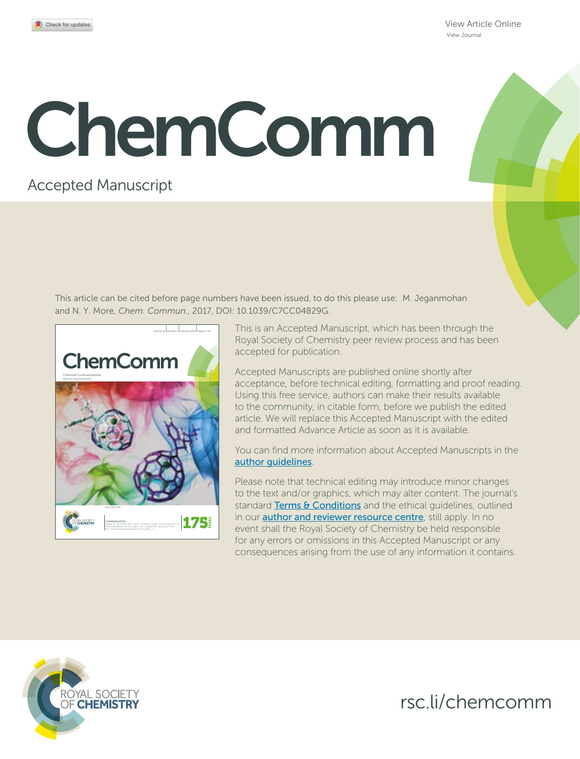View Article Online

View Journal

# ChemComm

Accepted Manuscript

This article can be cited before page numbers have been issued, to do this please use: M. Jeganmohan and N. Y. More, *Chem. Commun.*, 2017, DOI: 10.1039/C7CC04829G.

This is an Accepted Manuscript, which has been through the Royal Society of Chemistry peer review process and has been accepted for publication.

Accepted Manuscripts are published online shortly after acceptance, before technical editing, formatting and proof reading. Using this free service, authors can make their results available to the community, in citable form, before we publish the edited article. We will replace this Accepted Manuscript with the edited and formatted Advance Article as soon as it is available.

You can find more information about Accepted Manuscripts in the author guidelines.

Please note that technical editing may introduce minor changes to the text and/or graphics, which may alter content. The journal's standard Terms & Conditions and the ethical guidelines, outlined in our author and reviewer resource centre, still apply. In no event shall the Royal Society of Chemistry be held responsible for any errors or omissions in this Accepted Manuscript or any consequences arising from the use of any information it contains.

ROYAL SOCIETY OF CHEMISTRY

rsc.li/chemcomm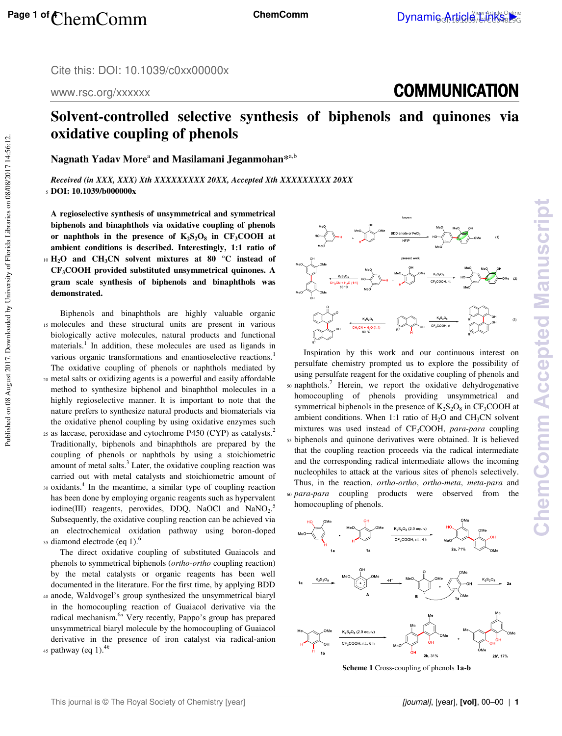# Solvent-controlled selective synthesis of biphenols and quinones via oxidative coupling of phenols

**Nagnath Yadav More[a] and Masilamani Jeganmohan*[a,b]**

***Received (in XXX, XXX) Xth XXXXXXXXX 20XX, Accepted Xth XXXXXXXXX 20XX***
**DOI: 10.1039/b000000x**

**A regioselective synthesis of unsymmetrical and symmetrical biphenols and binaphthols via oxidative coupling of phenols or naphthols in the presence of $K_2S_2O_8$ in $CF_3COOH$ at ambient conditions is described. Interestingly, 1:1 ratio of $H_2O$ and $CH_3CN$ solvent mixtures at 80 °C instead of $CF_3COOH$ provided substituted unsymmetrical quinones. A gram scale synthesis of biphenols and binaphthols was demonstrated.**

Biphenols and binaphthols are highly valuable organic molecules and these structural units are present in various biologically active molecules, natural products and functional materials.[1] In addition, these molecules are used as ligands in various organic transformations and enantioselective reactions.[1] The oxidative coupling of phenols or naphthols mediated by metal salts or oxidizing agents is a powerful and easily affordable method to synthesize biphenol and binaphthol molecules in a highly regioselective manner. It is important to note that the nature prefers to synthesize natural products and biomaterials via the oxidative phenol coupling by using oxidative enzymes such as laccase, peroxidase and cytochrome P450 (CYP) as catalysts.[2] Traditionally, biphenols and binaphthols are prepared by the coupling of phenols or naphthols by using a stoichiometric amount of metal salts.[3] Later, the oxidative coupling reaction was carried out with metal catalysts and stoichiometric amount of oxidants.[4] In the meantime, a similar type of coupling reaction has been done by employing organic reagents such as hypervalent iodine(III) reagents, peroxides, DDQ, NaOCl and $NaNO_2$.[5] Subsequently, the oxidative coupling reaction can be achieved via an electrochemical oxidation pathway using boron-doped diamond electrode (eq 1).[6]

The direct oxidative coupling of substituted Guaiacols and phenols to symmetrical biphenols (*ortho-ortho* coupling reaction) by the metal catalysts or organic reagents has been well documented in the literature. For the first time, by applying BDD anode, Waldvogel's group synthesized the unsymmetrical biaryl in the homocoupling reaction of Guaiacol derivative via the radical mechanism.[6a] Very recently, Pappo's group has prepared unsymmetrical biaryl molecule by the homocoupling of Guaiacol derivative in the presence of iron catalyst via radical-anion pathway (eq 1).[4k]

Inspiration by this work and our continuous interest on persulfate chemistry prompted us to explore the possibility of using persulfate reagent for the oxidative coupling of phenols and naphthols.[7] Herein, we report the oxidative dehydrogenative homocoupling of phenols providing unsymmetrical and symmetrical biphenols in the presence of $K_2S_2O_8$ in $CF_3COOH$ at ambient conditions. When 1:1 ratio of $H_2O$ and $CH_3CN$ solvent mixtures was used instead of $CF_3COOH$, *para-para* coupling biphenyls and quinone derivatives were obtained. It is believed that the coupling reaction proceeds via the radical intermediate and the corresponding radical intermediate allows the incoming nucleophiles to attack at the various sites of phenols selectively. Thus, in the reaction, *ortho-ortho*, *ortho-meta*, *meta-para* and *para-para* coupling products were observed from the homocoupling of phenols.

**Scheme 1** Cross-coupling of phenols **1a-b**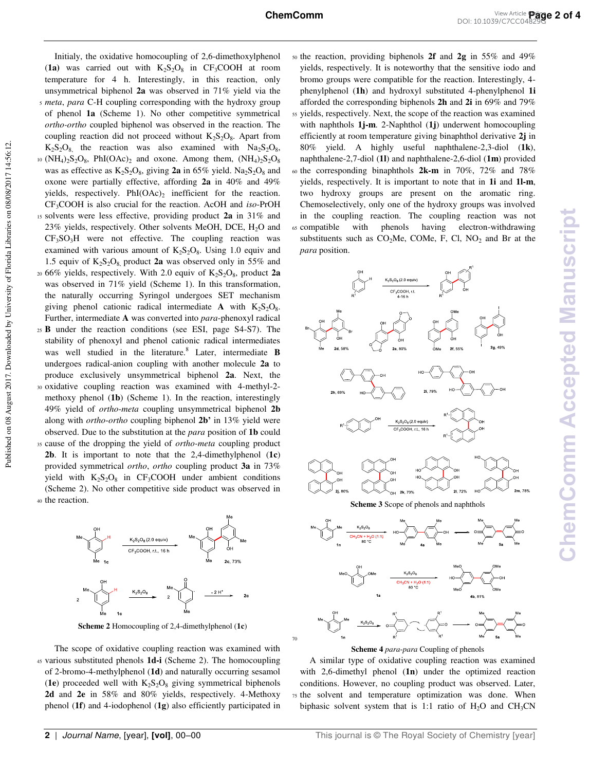Initialy, the oxidative homocoupling of 2,6-dimethoxylphenol (**1a**) was carried out with $K_2S_2O_8$ in $CF_3COOH$ at room temperature for 4 h. Interestingly, in this reaction, only unsymmetrical biphenol **2a** was observed in 71% yield via the *meta*, *para* C-H coupling corresponding with the hydroxy group of phenol **1a** (Scheme 1). No other competitive symmetrical *ortho-ortho* coupled biphenol was observed in the reaction. The coupling reaction did not proceed without $K_2S_2O_8$. Apart from $K_2S_2O_8$, the reaction was also examined with $Na_2S_2O_8$, $(NH_4)_2S_2O_8$, $PhI(OAc)_2$ and oxone. Among them, $(NH_4)_2S_2O_8$ was as effective as $K_2S_2O_8$, giving **2a** in 65% yield. $Na_2S_2O_8$ and oxone were partially effective, affording **2a** in 40% and 49% yields, respectively. $PhI(OAc)_2$ inefficient for the reaction. $CF_3COOH$ is also crucial for the reaction. AcOH and *iso*-PrOH solvents were less effective, providing product **2a** in 31% and 23% yields, respectively. Other solvents MeOH, DCE, $H_2O$ and $CF_3SO_3H$ were not effective. The coupling reaction was examined with various amount of $K_2S_2O_8$. Using 1.0 equiv and 1.5 equiv of $K_2S_2O_8$, product **2a** was observed only in 55% and 66% yields, respectively. With 2.0 equiv of $K_2S_2O_8$, product **2a** was observed in 71% yield (Scheme 1). In this transformation, the naturally occurring Syringol undergoes SET mechanism giving phenol cationic radical intermediate **A** with $K_2S_2O_8$. Further, intermediate **A** was converted into *para*-phenoxyl radical **B** under the reaction conditions (see ESI, page S4-S7). The stability of phenoxyl and phenol cationic radical intermediates was well studied in the literature.[8] Later, intermediate **B** undergoes radical-anion coupling with another molecule **2a** to produce exclusively unsymmetrical biphenol **2a**. Next, the oxidative coupling reaction was examined with 4-methyl-2-methoxy phenol (**1b**) (Scheme 1). In the reaction, interestingly 49% yield of *ortho-meta* coupling unsymmetrical biphenol **2b** along with *ortho-ortho* coupling biphenol **2b'** in 13% yield were observed. Due to the substitution at the *para* position of **1b** could cause of the dropping the yield of *ortho-meta* coupling product **2b**. It is important to note that the 2,4-dimethylphenol (**1c**) provided symmetrical *ortho*, *ortho* coupling product **3a** in 73% yield with $K_2S_2O_8$ in $CF_3COOH$ under ambient conditions (Scheme 2). No other competitive side product was observed in the reaction.

**Scheme 2** Homocoupling of 2,4-dimethylphenol (**1c**)

The scope of oxidative coupling reaction was examined with various substituted phenols **1d-i** (Scheme 2). The homocoupling of 2-bromo-4-methylphenol (**1d**) and naturally occurring sesamol (**1e**) proceeded well with $K_2S_2O_8$ giving symmetrical biphenols **2d** and **2e** in 58% and 80% yields, respectively. 4-Methoxy phenol (**1f**) and 4-iodophenol (**1g**) also efficiently participated in the reaction, providing biphenols **2f** and **2g** in 55% and 49% yields, respectively. It is noteworthy that the sensitive iodo and bromo groups were compatible for the reaction. Interestingly, 4-phenylphenol (**1h**) and hydroxyl substituted 4-phenylphenol **1i** afforded the corresponding biphenols **2h** and **2i** in 69% and 79% yields, respectively. Next, the scope of the reaction was examined with naphthols **1j-m**. 2-Naphthol (**1j**) underwent homocoupling efficiently at room temperature giving binaphthol derivative **2j** in 80% yield. A highly useful naphthalene-2,3-diol (**1k**), naphthalene-2,7-diol (**1l**) and naphthalene-2,6-diol (**1m**) provided the corresponding binaphthols **2k-m** in 70%, 72% and 78% yields, respectively. It is important to note that in **1i** and **1l-m**, two hydroxy groups are present on the aromatic ring. Chemoselectively, only one of the hydroxy groups was involved in the coupling reaction. The coupling reaction was not compatible with phenols having electron-withdrawing substituents such as $CO_2Me$, COMe, F, Cl, $NO_2$ and Br at the *para* position.

**Scheme 3** Scope of phenols and naphthols

**Scheme 4** *para-para* Coupling of phenols

A similar type of oxidative coupling reaction was examined with 2,6-dimethyl phenol (**1n**) under the optimized reaction conditions. However, no coupling product was observed. Later, the solvent and temperature optimization was done. When biphasic solvent system that is 1:1 ratio of $H_2O$ and $CH_3CN$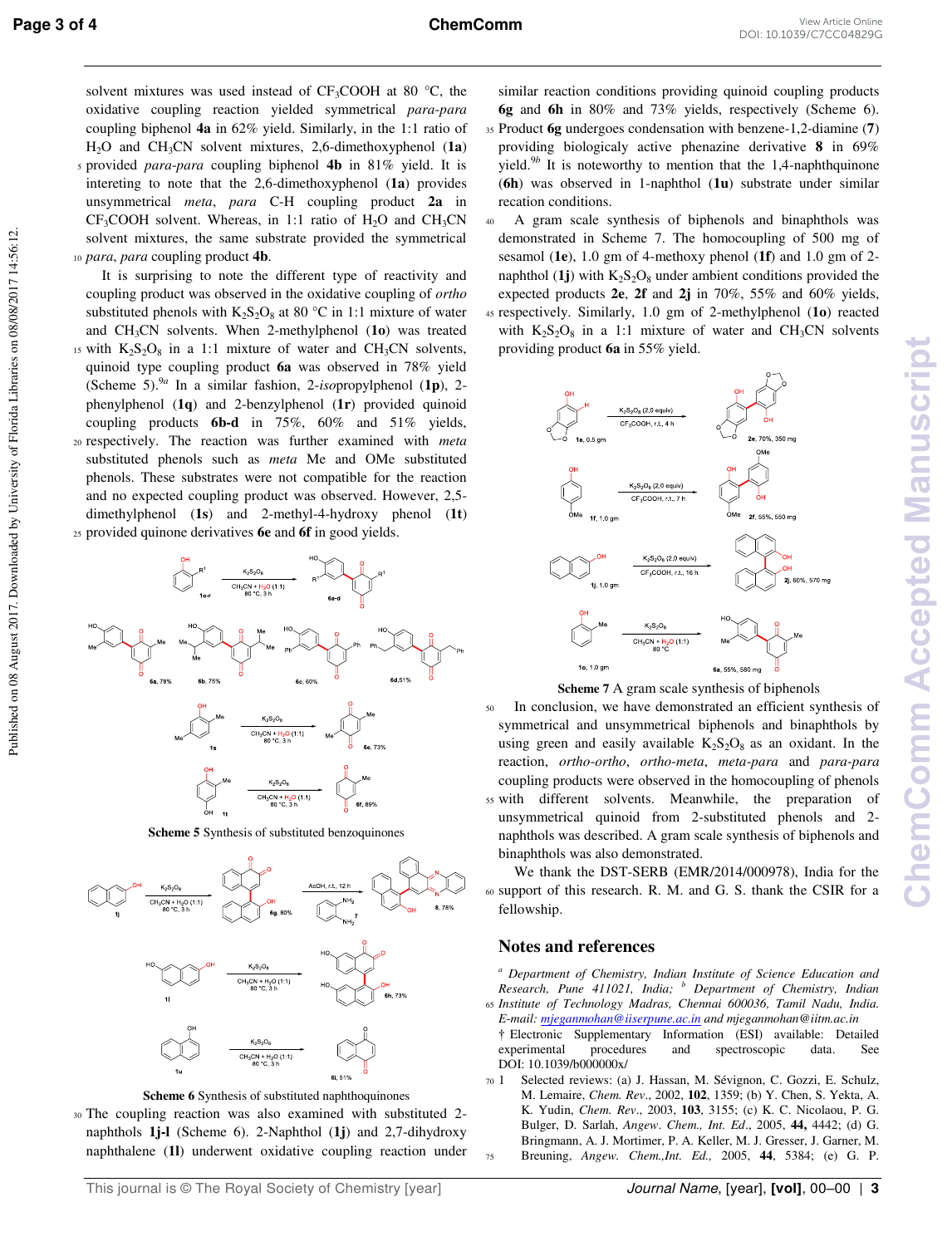solvent mixtures was used instead of $CF_3COOH$ at 80 °C, the oxidative coupling reaction yielded symmetrical *para-para* coupling biphenol **4a** in 62% yield. Similarly, in the 1:1 ratio of $H_2O$ and $CH_3CN$ solvent mixtures, 2,6-dimethoxyphenol (**1a**) provided *para-para* coupling biphenol **4b** in 81% yield. It is interesting to note that the 2,6-dimethoxyphenol (**1a**) provides unsymmetrical *meta*, *para* C-H coupling product **2a** in $CF_3COOH$ solvent. Whereas, in 1:1 ratio of $H_2O$ and $CH_3CN$ solvent mixtures, the same substrate provided the symmetrical *para*, *para* coupling product **4b**.

It is surprising to note the different type of reactivity and coupling product was observed in the oxidative coupling of *ortho* substituted phenols with $K_2S_2O_8$ at 80 °C in 1:1 mixture of water and $CH_3CN$ solvents. When 2-methylphenol (**1o**) was treated with $K_2S_2O_8$ in a 1:1 mixture of water and $CH_3CN$ solvents, quinoid type coupling product **6a** was observed in 78% yield (Scheme 5).[9a] In a similar fashion, 2-*iso*propylphenol (**1p**), 2-phenylphenol (**1q**) and 2-benzylphenol (**1r**) provided quinoid coupling products **6b-d** in 75%, 60% and 51% yields, respectively. The reaction was further examined with *meta* substituted phenols such as *meta* Me and OMe substituted phenols. These substrates were not compatible for the reaction and no expected coupling product was observed. However, 2,5-dimethylphenol (**1s**) and 2-methyl-4-hydroxy phenol (**1t**) provided quinone derivatives **6e** and **6f** in good yields.

**Scheme 5** Synthesis of substituted benzoquinones

**Scheme 6** Synthesis of substituted naphthoquinones

The coupling reaction was also examined with substituted 2-naphthols **1j-l** (Scheme 6). 2-Naphthol (**1j**) and 2,7-dihydroxy naphthalene (**1l**) underwent oxidative coupling reaction under similar reaction conditions providing quinoid coupling products **6g** and **6h** in 80% and 73% yields, respectively (Scheme 6). Product **6g** undergoes condensation with benzene-1,2-diamine (**7**) providing biologicaly active phenazine derivative **8** in 69% yield.[9b] It is noteworthy to mention that the 1,4-naphthquinone (**6h**) was observed in 1-naphthol (**1u**) substrate under similar recation conditions.

A gram scale synthesis of biphenols and binaphthols was demonstrated in Scheme 7. The homocoupling of 500 mg of sesamol (**1e**), 1.0 gm of 4-methoxy phenol (**1f**) and 1.0 gm of 2-naphthol (**1j**) with $K_2S_2O_8$ under ambient conditions provided the expected products **2e**, **2f** and **2j** in 70%, 55% and 60% yields, respectively. Similarly, 1.0 gm of 2-methylphenol (**1o**) reacted with $K_2S_2O_8$ in a 1:1 mixture of water and $CH_3CN$ solvents providing product **6a** in 55% yield.

**Scheme 7** A gram scale synthesis of biphenols

In conclusion, we have demonstrated an efficient synthesis of symmetrical and unsymmetrical biphenols and binaphthols by using green and easily available $K_2S_2O_8$ as an oxidant. In the reaction, *ortho-ortho*, *ortho-meta*, *meta-para* and *para-para* coupling products were observed in the homocoupling of phenols with different solvents. Meanwhile, the preparation of unsymmetrical quinoid from 2-substituted phenols and 2-naphthols was described. A gram scale synthesis of biphenols and binaphthols was also demonstrated.

We thank the DST-SERB (EMR/2014/000978), India for the support of this research. R. M. and G. S. thank the CSIR for a fellowship.

## Notes and references

[a] *Department of Chemistry, Indian Institute of Science Education and Research, Pune 411021, India;* [b] *Department of Chemistry, Indian Institute of Technology Madras, Chennai 600036, Tamil Nadu, India. E-mail: mjeganmohan@iiserpune.ac.in and mjeganmohan@iitm.ac.in*

† Electronic Supplementary Information (ESI) available: Detailed experimental procedures and spectroscopic data. See DOI: 10.1039/b000000x/

1 Selected reviews: (a) J. Hassan, M. Sévignon, C. Gozzi, E. Schulz, M. Lemaire, *Chem. Rev*., 2002, **102**, 1359; (b) Y. Chen, S. Yekta, A. K. Yudin, *Chem. Rev*., 2003, **103**, 3155; (c) K. C. Nicolaou, P. G. Bulger, D. Sarlah, *Angew. Chem., Int. Ed*., 2005, **44,** 4442; (d) G. Bringmann, A. J. Mortimer, P. A. Keller, M. J. Gresser, J. Garner, M. Breuning, *Angew. Chem.,Int. Ed.*, 2005, **44**, 5384; (e) G. P.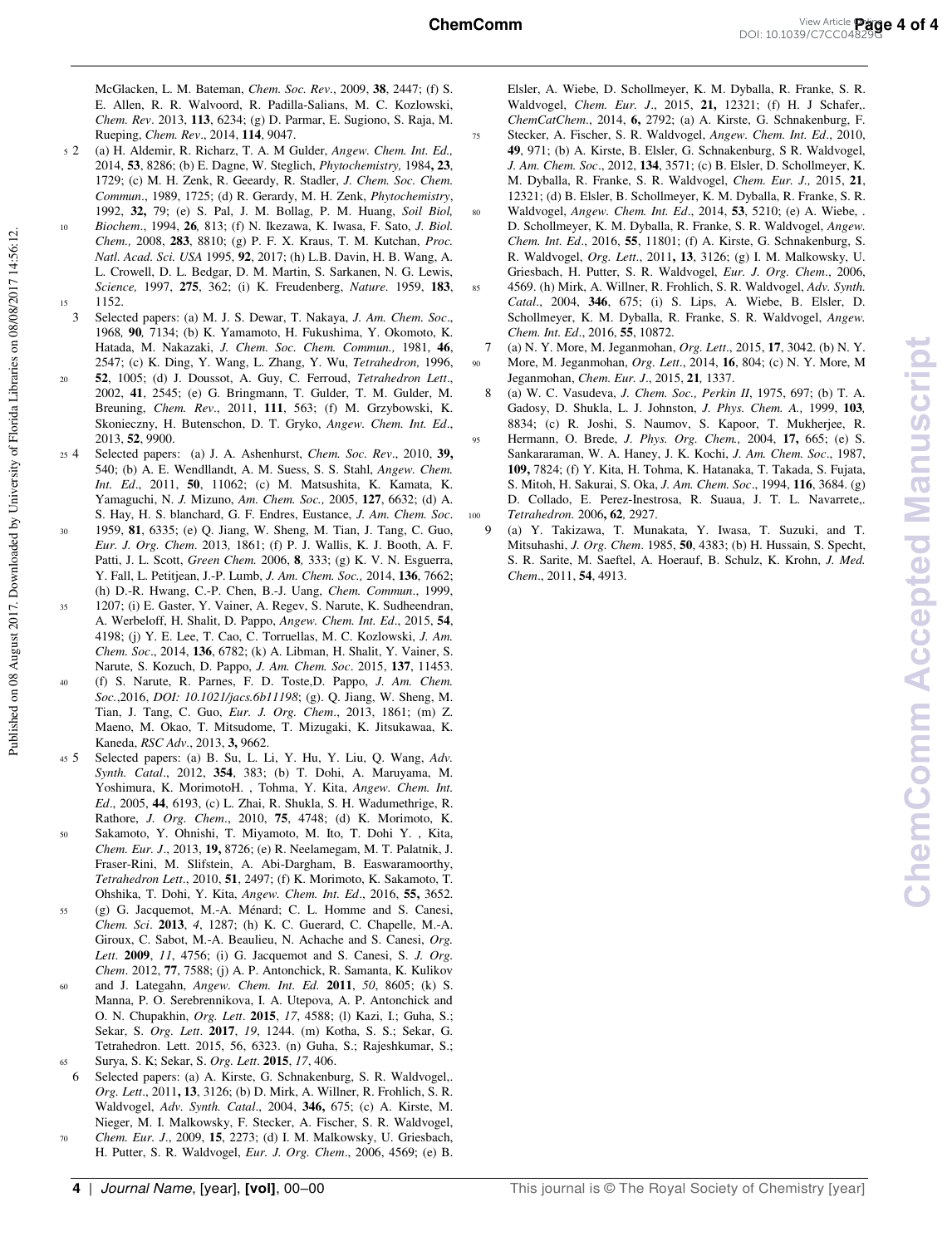McGlacken, L. M. Bateman, *Chem. Soc. Rev*., 2009, **38**, 2447; (f) S. E. Allen, R. R. Walvoord, R. Padilla-Salians, M. C. Kozlowski, *Chem. Rev*. 2013, **113**, 6234; (g) D. Parmar, E. Sugiono, S. Raja, M. Rueping, *Chem. Rev*., 2014, **114**, 9047.

2 (a) H. Aldemir, R. Richarz, T. A. M Gulder, *Angew. Chem. Int. Ed.,* 2014, **53**, 8286; (b) E. Dagne, W. Steglich, *Phytochemistry,* 1984**, 23**, 1729; (c) M. H. Zenk, R. Geeardy, R. Stadler, *J. Chem. Soc. Chem. Commun*., 1989, 1725; (d) R. Gerardy, M. H. Zenk, *Phytochemistry*, 1992, **32,** 79; (e) S. Pal, J. M. Bollag, P. M. Huang, *Soil Biol, Biochem*., 1994, **26***,* 813; (f) N. Ikezawa, K. Iwasa, F. Sato, *J. Biol. Chem.,* 2008, **283**, 8810; (g) P. F. X. Kraus, T. M. Kutchan, *Proc. Natl. Acad. Sci. USA* 1995, **92**, 2017; (h) L.B. Davin, H. B. Wang, A. L. Crowell, D. L. Bedgar, D. M. Martin, S. Sarkanen, N. G. Lewis, *Science,* 1997, **275**, 362; (i) K. Freudenberg, *Nature.* 1959, **183**, 1152.

3 Selected papers: (a) M. J. S. Dewar, T. Nakaya, *J. Am. Chem. Soc*., 1968*,* **90***,* 7134; (b) K. Yamamoto, H. Fukushima, Y. Okomoto, K. Hatada, M. Nakazaki, *J. Chem. Soc. Chem. Commun.,* 1981, **46**, 2547; (c) K. Ding, Y. Wang, L. Zhang, Y. Wu, *Tetrahedron,* 1996, **52**, 1005; (d) J. Doussot, A. Guy, C. Ferroud, *Tetrahedron Lett*., 2002, **41**, 2545; (e) G. Bringmann, T. Gulder, T. M. Gulder, M. Breuning, *Chem. Rev*., 2011, **111**, 563; (f) M. Grzybowski, K. Skonieczny, H. Butenschon, D. T. Gryko, *Angew. Chem. Int. Ed*., 2013, **52**, 9900.

4 Selected papers: (a) J. A. Ashenhurst, *Chem. Soc. Rev*., 2010, **39,** 540; (b) A. E. Wendllandt, A. M. Suess, S. S. Stahl, *Angew. Chem. Int. Ed*., 2011, **50**, 11062; (c) M. Matsushita, K. Kamata, K. Yamaguchi, N. *J.* Mizuno, *Am. Chem. Soc.,* 2005, **127**, 6632; (d) A. S. Hay, H. S. blanchard, G. F. Endres, Eustance, *J. Am. Chem. Soc*. 1959, **81**, 6335; (e) Q. Jiang, W. Sheng, M. Tian, J. Tang, C. Guo, *Eur. J. Org. Chem*. 2013*,* 1861; (f) P. J. Wallis, K. J. Booth, A. F. Patti, J. L. Scott, *Green Chem.* 2006, **8***,* 333; (g) K. V. N. Esguerra, Y. Fall, L. Petitjean, J.-P. Lumb, *J. Am. Chem. Soc.,* 2014, **136**, 7662; (h) D.-R. Hwang, C.-P. Chen, B.-J. Uang, *Chem. Commun*., 1999, 1207; (i) E. Gaster, Y. Vainer, A. Regev, S. Narute, K. Sudheendran, A. Werbeloff, H. Shalit, D. Pappo, *Angew. Chem. Int. Ed*., 2015, **54**, 4198; (j) Y. E. Lee, T. Cao, C. Torruellas, M. C. Kozlowski, *J. Am. Chem. Soc*., 2014, **136**, 6782; (k) A. Libman, H. Shalit, Y. Vainer, S. Narute, S. Kozuch, D. Pappo, *J. Am. Chem. Soc*. 2015, **137**, 11453. (f) S. Narute, R. Parnes, F. D. Toste,D. Pappo, *J. Am. Chem. Soc.*,2016, *DOI: 10.1021/jacs.6b11198*; (g). Q. Jiang, W. Sheng, M. Tian, J. Tang, C. Guo, *Eur. J. Org. Chem*., 2013, 1861; (m) Z. Maeno, M. Okao, T. Mitsudome, T. Mizugaki, K. Jitsukawaa, K. Kaneda, *RSC Adv*., 2013, **3,** 9662.

5 Selected papers: (a) B. Su, L. Li, Y. Hu, Y. Liu, Q. Wang, *Adv. Synth. Catal*., 2012, **354**, 383; (b) T. Dohi, A. Maruyama, M. Yoshimura, K. MorimotoH. , Tohma, Y. Kita, *Angew. Chem. Int. Ed*., 2005, **44**, 6193, (c) L. Zhai, R. Shukla, S. H. Wadumethrige, R. Rathore, *J. Org. Chem*., 2010, **75**, 4748; (d) K. Morimoto, K. Sakamoto, Y. Ohnishi, T. Miyamoto, M. Ito, T. Dohi Y. , Kita, *Chem. Eur. J*., 2013, **19,** 8726; (e) R. Neelamegam, M. T. Palatnik, J. Fraser-Rini, M. Slifstein, A. Abi-Dargham, B. Easwaramoorthy, *Tetrahedron Lett*., 2010, **51**, 2497; (f) K. Morimoto, K. Sakamoto, T. Ohshika, T. Dohi, Y. Kita, *Angew. Chem. Int. Ed*., 2016, **55,** 3652. (g) G. Jacquemot, M.-A. Ménard; C. L. Homme and S. Canesi, *Chem. Sci*. **2013**, *4*, 1287; (h) K. C. Guerard, C. Chapelle, M.-A. Giroux, C. Sabot, M.-A. Beaulieu, N. Achache and S. Canesi, *Org. Lett*. **2009**, *11*, 4756; (i) G. Jacquemot and S. Canesi, *S. J. Org. Chem*. 2012, **77**, 7588; (j) A. P. Antonchick, R. Samanta, K. Kulikov and J. Lategahn, *Angew. Chem. Int. Ed.* **2011**, *50*, 8605; (k) S. Manna, P. O. Serebrennikova, I. A. Utepova, A. P. Antonchick and O. N. Chupakhin, *Org. Lett*. **2015**, *17*, 4588; (l) Kazi, I.; Guha, S.; Sekar, S. *Org. Lett*. **2017**, *19*, 1244. (m) Kotha, S. S.; Sekar, G. Tetrahedron. Lett. 2015, 56, 6323. (n) Guha, S.; Rajeshkumar, S.; Surya, S. K; Sekar, S. *Org. Lett*. **2015**, *17*, 406.

6 Selected papers: (a) A. Kirste, G. Schnakenburg, S. R. Waldvogel,. *Org. Lett*., 2011**, 13**, 3126; (b) D. Mirk, A. Willner, R. Frohlich, S. R. Waldvogel, *Adv. Synth. Catal*., 2004, **346,** 675; (c) A. Kirste, M. Nieger, M. I. Malkowsky, F. Stecker, A. Fischer, S. R. Waldvogel, *Chem. Eur. J*., 2009, **15**, 2273; (d) I. M. Malkowsky, U. Griesbach, H. Putter, S. R. Waldvogel, *Eur. J. Org. Chem*., 2006, 4569; (e) B. Elsler, A. Wiebe, D. Schollmeyer, K. M. Dyballa, R. Franke, S. R. Waldvogel, *Chem. Eur. J*., 2015, **21,** 12321; (f) H. J Schafer,. *ChemCatChem*., 2014, **6,** 2792; (a) A. Kirste, G. Schnakenburg, F. Stecker, A. Fischer, S. R. Waldvogel, *Angew. Chem. Int. Ed*., 2010, **49**, 971; (b) A. Kirste, B. Elsler, G. Schnakenburg, S R. Waldvogel, *J. Am. Chem. Soc*., 2012, **134**, 3571; (c) B. Elsler, D. Schollmeyer, K. M. Dyballa, R. Franke, S. R. Waldvogel, *Chem. Eur. J.,* 2015, **21**, 12321; (d) B. Elsler, B. Schollmeyer, K. M. Dyballa, R. Franke, S. R. Waldvogel, *Angew. Chem. Int. Ed*., 2014, **53**, 5210; (e) A. Wiebe, . D. Schollmeyer, K. M. Dyballa, R. Franke, S. R. Waldvogel, *Angew. Chem. Int. Ed*., 2016, **55**, 11801; (f) A. Kirste, G. Schnakenburg, S. R. Waldvogel, *Org. Lett*., 2011**,** **13**, 3126; (g) I. M. Malkowsky, U. Griesbach, H. Putter, S. R. Waldvogel, *Eur. J. Org. Chem*., 2006, 4569. (h) Mirk, A. Willner, R. Frohlich, S. R. Waldvogel, *Adv. Synth. Catal*., 2004, **346**, 675; (i) S. Lips, A. Wiebe, B. Elsler, D. Schollmeyer, K. M. Dyballa, R. Franke, S. R. Waldvogel, *Angew. Chem. Int. Ed*., 2016, **55**, 10872.

7 (a) N. Y. More, M. Jeganmohan, *Org. Lett*., 2015, **17**, 3042. (b) N. Y. More, M. Jeganmohan, *Org. Lett*., 2014, **16**, 804; (c) N. Y. More, M Jeganmohan, *Chem. Eur. J*., 2015, **21***,* 1337.

8 (a) W. C. Vasudeva, *J. Chem. Soc., Perkin II*, 1975, 697; (b) T. A. Gadosy, D. Shukla, L. J. Johnston, *J. Phys. Chem. A.,* 1999, **103***,* 8834; (c) R. Joshi, S. Naumov, S. Kapoor, T. Mukherjee, R. Hermann, O. Brede, *J. Phys. Org. Chem.,* 2004, **17,** 665; (e) S. Sankararaman, W. A. Haney, J. K. Kochi, *J. Am. Chem. Soc*., 1987, **109,** 7824; (f) Y. Kita, H. Tohma, K. Hatanaka, T. Takada, S. Fujata, S. Mitoh, H. Sakurai, S. Oka, *J. Am. Chem. Soc*., 1994, **116**, 3684. (g) D. Collado, E. Perez-Inestrosa, R. Suaua, J. T. L. Navarrete,. *Tetrahedron.* 2006**, 62***,* 2927.

9 (a) Y. Takizawa, T. Munakata, Y. Iwasa, T. Suzuki, and T. Mitsuhashi, *J. Org. Chem*. 1985, **50**, 4383; (b) H. Hussain, S. Specht, S. R. Sarite, M. Saeftel, A. Hoerauf, B. Schulz, K. Krohn, *J. Med. Chem*., 2011, **54**, 4913.